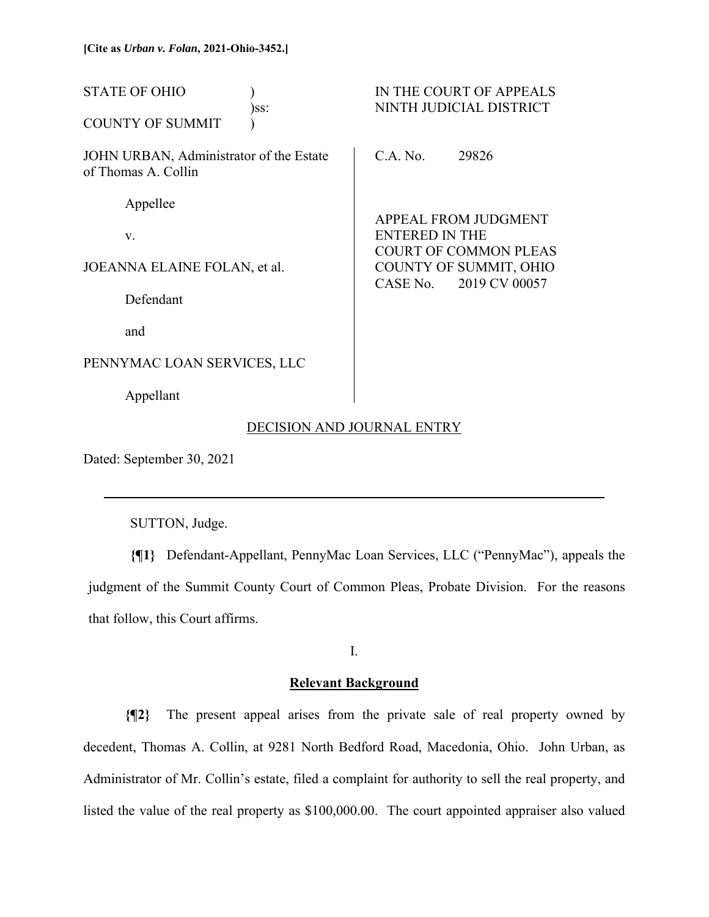**[Cite as *Urban v. Folan*, 2021-Ohio-3452.]**

| | |
|---|---|
| STATE OF OHIO )<br>)ss:<br>COUNTY OF SUMMIT ) | IN THE COURT OF APPEALS<br>NINTH JUDICIAL DISTRICT |
| JOHN URBAN, Administrator of the Estate of Thomas A. Collin<br><br>Appellee<br><br>v.<br><br>JOEANNA ELAINE FOLAN, et al.<br><br>Defendant<br><br>and<br><br>PENNYMAC LOAN SERVICES, LLC<br><br>Appellant | C.A. No. 29826<br><br>APPEAL FROM JUDGMENT ENTERED IN THE COURT OF COMMON PLEAS COUNTY OF SUMMIT, OHIO CASE No. 2019 CV 00057 |

DECISION AND JOURNAL ENTRY

Dated: September 30, 2021

---

SUTTON, Judge.

**{¶1}** Defendant-Appellant, PennyMac Loan Services, LLC ("PennyMac"), appeals the judgment of the Summit County Court of Common Pleas, Probate Division. For the reasons that follow, this Court affirms.

I.

**Relevant Background**

**{¶2}** The present appeal arises from the private sale of real property owned by decedent, Thomas A. Collin, at 9281 North Bedford Road, Macedonia, Ohio. John Urban, as Administrator of Mr. Collin's estate, filed a complaint for authority to sell the real property, and listed the value of the real property as $100,000.00. The court appointed appraiser also valued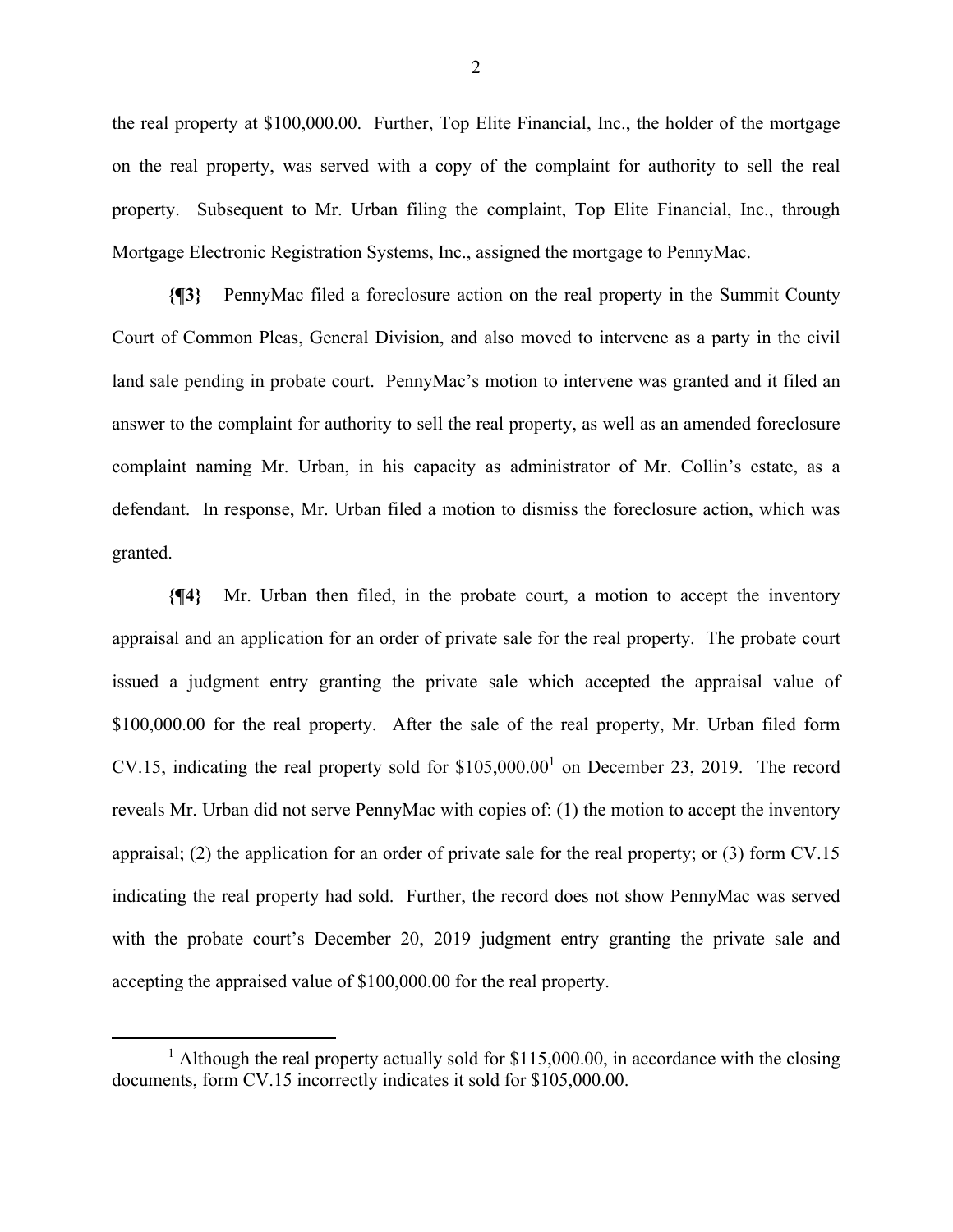the real property at $100,000.00. Further, Top Elite Financial, Inc., the holder of the mortgage on the real property, was served with a copy of the complaint for authority to sell the real property. Subsequent to Mr. Urban filing the complaint, Top Elite Financial, Inc., through Mortgage Electronic Registration Systems, Inc., assigned the mortgage to PennyMac.

**{¶3}** PennyMac filed a foreclosure action on the real property in the Summit County Court of Common Pleas, General Division, and also moved to intervene as a party in the civil land sale pending in probate court. PennyMac's motion to intervene was granted and it filed an answer to the complaint for authority to sell the real property, as well as an amended foreclosure complaint naming Mr. Urban, in his capacity as administrator of Mr. Collin's estate, as a defendant. In response, Mr. Urban filed a motion to dismiss the foreclosure action, which was granted.

**{¶4}** Mr. Urban then filed, in the probate court, a motion to accept the inventory appraisal and an application for an order of private sale for the real property. The probate court issued a judgment entry granting the private sale which accepted the appraisal value of $100,000.00 for the real property. After the sale of the real property, Mr. Urban filed form CV.15, indicating the real property sold for $105,000.00[1] on December 23, 2019. The record reveals Mr. Urban did not serve PennyMac with copies of: (1) the motion to accept the inventory appraisal; (2) the application for an order of private sale for the real property; or (3) form CV.15 indicating the real property had sold. Further, the record does not show PennyMac was served with the probate court's December 20, 2019 judgment entry granting the private sale and accepting the appraised value of $100,000.00 for the real property.

[1] Although the real property actually sold for $115,000.00, in accordance with the closing documents, form CV.15 incorrectly indicates it sold for $105,000.00.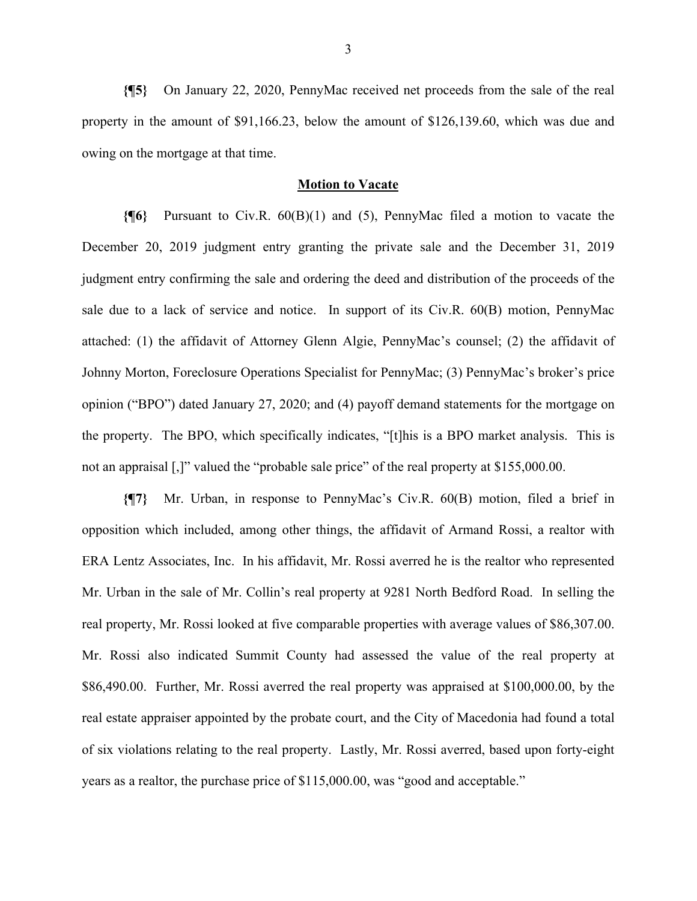**{¶5}** On January 22, 2020, PennyMac received net proceeds from the sale of the real property in the amount of $91,166.23, below the amount of $126,139.60, which was due and owing on the mortgage at that time.

## Motion to Vacate

**{¶6}** Pursuant to Civ.R. 60(B)(1) and (5), PennyMac filed a motion to vacate the December 20, 2019 judgment entry granting the private sale and the December 31, 2019 judgment entry confirming the sale and ordering the deed and distribution of the proceeds of the sale due to a lack of service and notice. In support of its Civ.R. 60(B) motion, PennyMac attached: (1) the affidavit of Attorney Glenn Algie, PennyMac's counsel; (2) the affidavit of Johnny Morton, Foreclosure Operations Specialist for PennyMac; (3) PennyMac's broker's price opinion ("BPO") dated January 27, 2020; and (4) payoff demand statements for the mortgage on the property. The BPO, which specifically indicates, "[t]his is a BPO market analysis. This is not an appraisal [,]" valued the "probable sale price" of the real property at $155,000.00.

**{¶7}** Mr. Urban, in response to PennyMac's Civ.R. 60(B) motion, filed a brief in opposition which included, among other things, the affidavit of Armand Rossi, a realtor with ERA Lentz Associates, Inc. In his affidavit, Mr. Rossi averred he is the realtor who represented Mr. Urban in the sale of Mr. Collin's real property at 9281 North Bedford Road. In selling the real property, Mr. Rossi looked at five comparable properties with average values of $86,307.00. Mr. Rossi also indicated Summit County had assessed the value of the real property at $86,490.00. Further, Mr. Rossi averred the real property was appraised at $100,000.00, by the real estate appraiser appointed by the probate court, and the City of Macedonia had found a total of six violations relating to the real property. Lastly, Mr. Rossi averred, based upon forty-eight years as a realtor, the purchase price of $115,000.00, was "good and acceptable."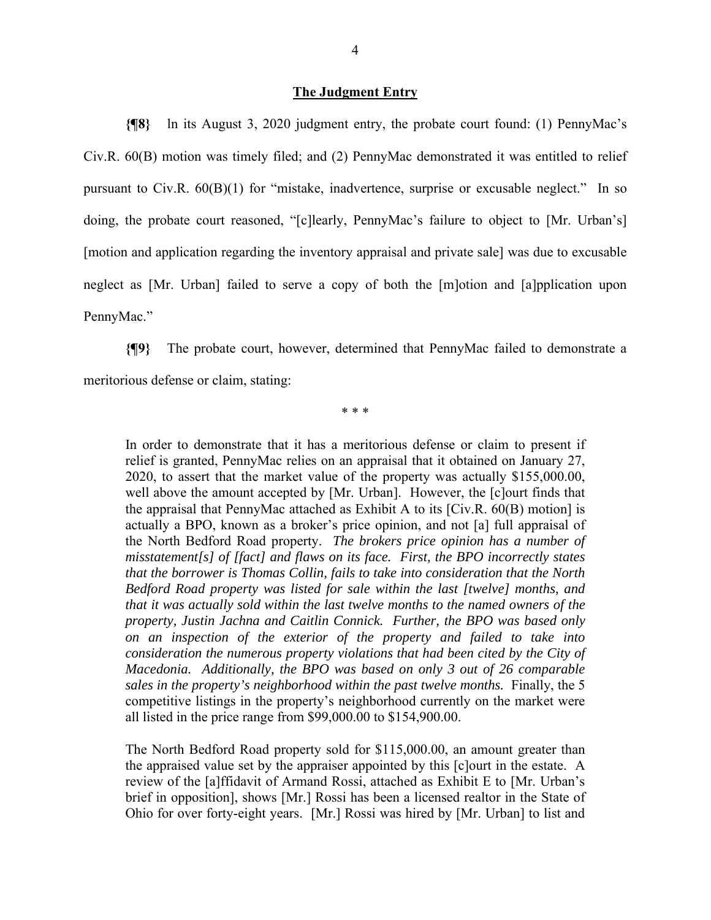**The Judgment Entry**

**{¶8}** In its August 3, 2020 judgment entry, the probate court found: (1) PennyMac's Civ.R. 60(B) motion was timely filed; and (2) PennyMac demonstrated it was entitled to relief pursuant to Civ.R. 60(B)(1) for "mistake, inadvertence, surprise or excusable neglect." In so doing, the probate court reasoned, "[c]learly, PennyMac's failure to object to [Mr. Urban's] [motion and application regarding the inventory appraisal and private sale] was due to excusable neglect as [Mr. Urban] failed to serve a copy of both the [m]otion and [a]pplication upon PennyMac."

**{¶9}** The probate court, however, determined that PennyMac failed to demonstrate a meritorious defense or claim, stating:

\* \* \*

> In order to demonstrate that it has a meritorious defense or claim to present if relief is granted, PennyMac relies on an appraisal that it obtained on January 27, 2020, to assert that the market value of the property was actually $155,000.00, well above the amount accepted by [Mr. Urban]. However, the [c]ourt finds that the appraisal that PennyMac attached as Exhibit A to its [Civ.R. 60(B) motion] is actually a BPO, known as a broker's price opinion, and not [a] full appraisal of the North Bedford Road property. *The brokers price opinion has a number of misstatement[s] of [fact] and flaws on its face. First, the BPO incorrectly states that the borrower is Thomas Collin, fails to take into consideration that the North Bedford Road property was listed for sale within the last [twelve] months, and that it was actually sold within the last twelve months to the named owners of the property, Justin Jachna and Caitlin Connick. Further, the BPO was based only on an inspection of the exterior of the property and failed to take into consideration the numerous property violations that had been cited by the City of Macedonia. Additionally, the BPO was based on only 3 out of 26 comparable sales in the property's neighborhood within the past twelve months.* Finally, the 5 competitive listings in the property's neighborhood currently on the market were all listed in the price range from $99,000.00 to $154,900.00.
>
> The North Bedford Road property sold for $115,000.00, an amount greater than the appraised value set by the appraiser appointed by this [c]ourt in the estate. A review of the [a]ffidavit of Armand Rossi, attached as Exhibit E to [Mr. Urban's brief in opposition], shows [Mr.] Rossi has been a licensed realtor in the State of Ohio for over forty-eight years. [Mr.] Rossi was hired by [Mr. Urban] to list and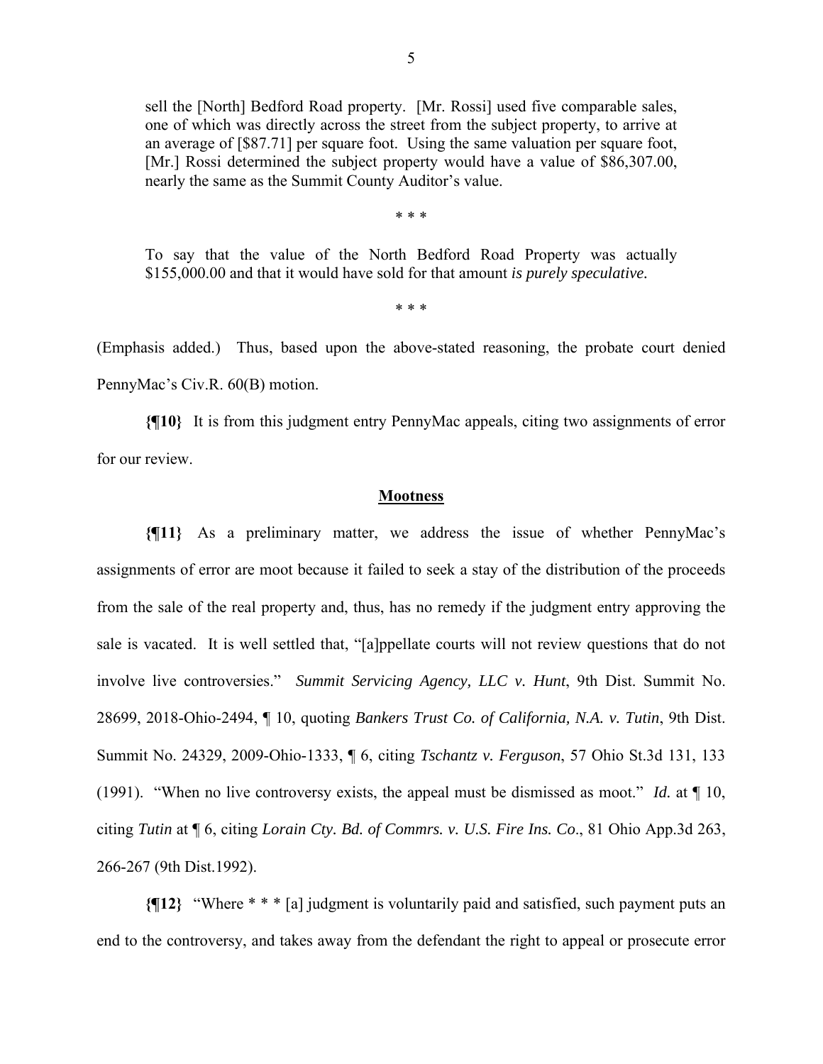> sell the [North] Bedford Road property. [Mr. Rossi] used five comparable sales, one of which was directly across the street from the subject property, to arrive at an average of [$87.71] per square foot. Using the same valuation per square foot, [Mr.] Rossi determined the subject property would have a value of $86,307.00, nearly the same as the Summit County Auditor's value.
>
> * * *
>
> To say that the value of the North Bedford Road Property was actually $155,000.00 and that it would have sold for that amount *is purely speculative.*
>
> * * *

(Emphasis added.) Thus, based upon the above-stated reasoning, the probate court denied PennyMac's Civ.R. 60(B) motion.

**{¶10}** It is from this judgment entry PennyMac appeals, citing two assignments of error for our review.

**Mootness**

**{¶11}** As a preliminary matter, we address the issue of whether PennyMac's assignments of error are moot because it failed to seek a stay of the distribution of the proceeds from the sale of the real property and, thus, has no remedy if the judgment entry approving the sale is vacated. It is well settled that, "[a]ppellate courts will not review questions that do not involve live controversies." *Summit Servicing Agency, LLC v. Hunt*, 9th Dist. Summit No. 28699, 2018-Ohio-2494, ¶ 10, quoting *Bankers Trust Co. of California, N.A. v. Tutin*, 9th Dist. Summit No. 24329, 2009-Ohio-1333, ¶ 6, citing *Tschantz v. Ferguson*, 57 Ohio St.3d 131, 133 (1991). "When no live controversy exists, the appeal must be dismissed as moot." *Id.* at ¶ 10, citing *Tutin* at ¶ 6, citing *Lorain Cty. Bd. of Commrs. v. U.S. Fire Ins. Co*., 81 Ohio App.3d 263, 266-267 (9th Dist.1992).

**{¶12}** "Where * * * [a] judgment is voluntarily paid and satisfied, such payment puts an end to the controversy, and takes away from the defendant the right to appeal or prosecute error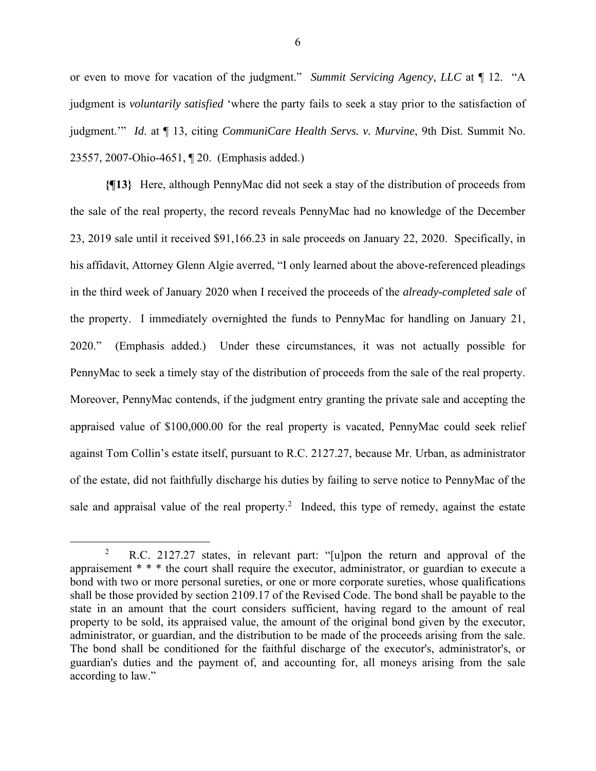or even to move for vacation of the judgment." *Summit Servicing Agency, LLC* at ¶ 12. "A judgment is *voluntarily satisfied* 'where the party fails to seek a stay prior to the satisfaction of judgment.'" *Id*. at ¶ 13, citing *CommuniCare Health Servs. v. Murvine*, 9th Dist. Summit No. 23557, 2007-Ohio-4651, ¶ 20. (Emphasis added.)

**{¶13}** Here, although PennyMac did not seek a stay of the distribution of proceeds from the sale of the real property, the record reveals PennyMac had no knowledge of the December 23, 2019 sale until it received $91,166.23 in sale proceeds on January 22, 2020. Specifically, in his affidavit, Attorney Glenn Algie averred, "I only learned about the above-referenced pleadings in the third week of January 2020 when I received the proceeds of the *already-completed sale* of the property. I immediately overnighted the funds to PennyMac for handling on January 21, 2020." (Emphasis added.) Under these circumstances, it was not actually possible for PennyMac to seek a timely stay of the distribution of proceeds from the sale of the real property. Moreover, PennyMac contends, if the judgment entry granting the private sale and accepting the appraised value of $100,000.00 for the real property is vacated, PennyMac could seek relief against Tom Collin's estate itself, pursuant to R.C. 2127.27, because Mr. Urban, as administrator of the estate, did not faithfully discharge his duties by failing to serve notice to PennyMac of the sale and appraisal value of the real property.[2] Indeed, this type of remedy, against the estate

[2] R.C. 2127.27 states, in relevant part: "[u]pon the return and approval of the appraisement * * * the court shall require the executor, administrator, or guardian to execute a bond with two or more personal sureties, or one or more corporate sureties, whose qualifications shall be those provided by section 2109.17 of the Revised Code. The bond shall be payable to the state in an amount that the court considers sufficient, having regard to the amount of real property to be sold, its appraised value, the amount of the original bond given by the executor, administrator, or guardian, and the distribution to be made of the proceeds arising from the sale. The bond shall be conditioned for the faithful discharge of the executor's, administrator's, or guardian's duties and the payment of, and accounting for, all moneys arising from the sale according to law."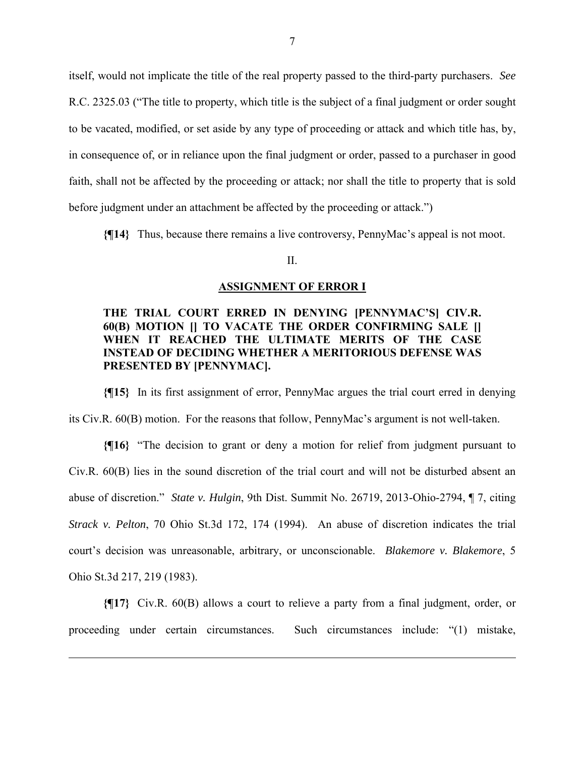itself, would not implicate the title of the real property passed to the third-party purchasers. *See* R.C. 2325.03 ("The title to property, which title is the subject of a final judgment or order sought to be vacated, modified, or set aside by any type of proceeding or attack and which title has, by, in consequence of, or in reliance upon the final judgment or order, passed to a purchaser in good faith, shall not be affected by the proceeding or attack; nor shall the title to property that is sold before judgment under an attachment be affected by the proceeding or attack.")

**{¶14}** Thus, because there remains a live controversy, PennyMac's appeal is not moot.

II.

**ASSIGNMENT OF ERROR I**

**THE TRIAL COURT ERRED IN DENYING [PENNYMAC'S] CIV.R. 60(B) MOTION [] TO VACATE THE ORDER CONFIRMING SALE [] WHEN IT REACHED THE ULTIMATE MERITS OF THE CASE INSTEAD OF DECIDING WHETHER A MERITORIOUS DEFENSE WAS PRESENTED BY [PENNYMAC].**

**{¶15}** In its first assignment of error, PennyMac argues the trial court erred in denying its Civ.R. 60(B) motion. For the reasons that follow, PennyMac's argument is not well-taken.

**{¶16}** "The decision to grant or deny a motion for relief from judgment pursuant to Civ.R. 60(B) lies in the sound discretion of the trial court and will not be disturbed absent an abuse of discretion." *State v. Hulgin*, 9th Dist. Summit No. 26719, 2013-Ohio-2794, ¶ 7, citing *Strack v. Pelton*, 70 Ohio St.3d 172, 174 (1994). An abuse of discretion indicates the trial court's decision was unreasonable, arbitrary, or unconscionable. *Blakemore v. Blakemore*, 5 Ohio St.3d 217, 219 (1983).

**{¶17}** Civ.R. 60(B) allows a court to relieve a party from a final judgment, order, or proceeding under certain circumstances. Such circumstances include: "(1) mistake,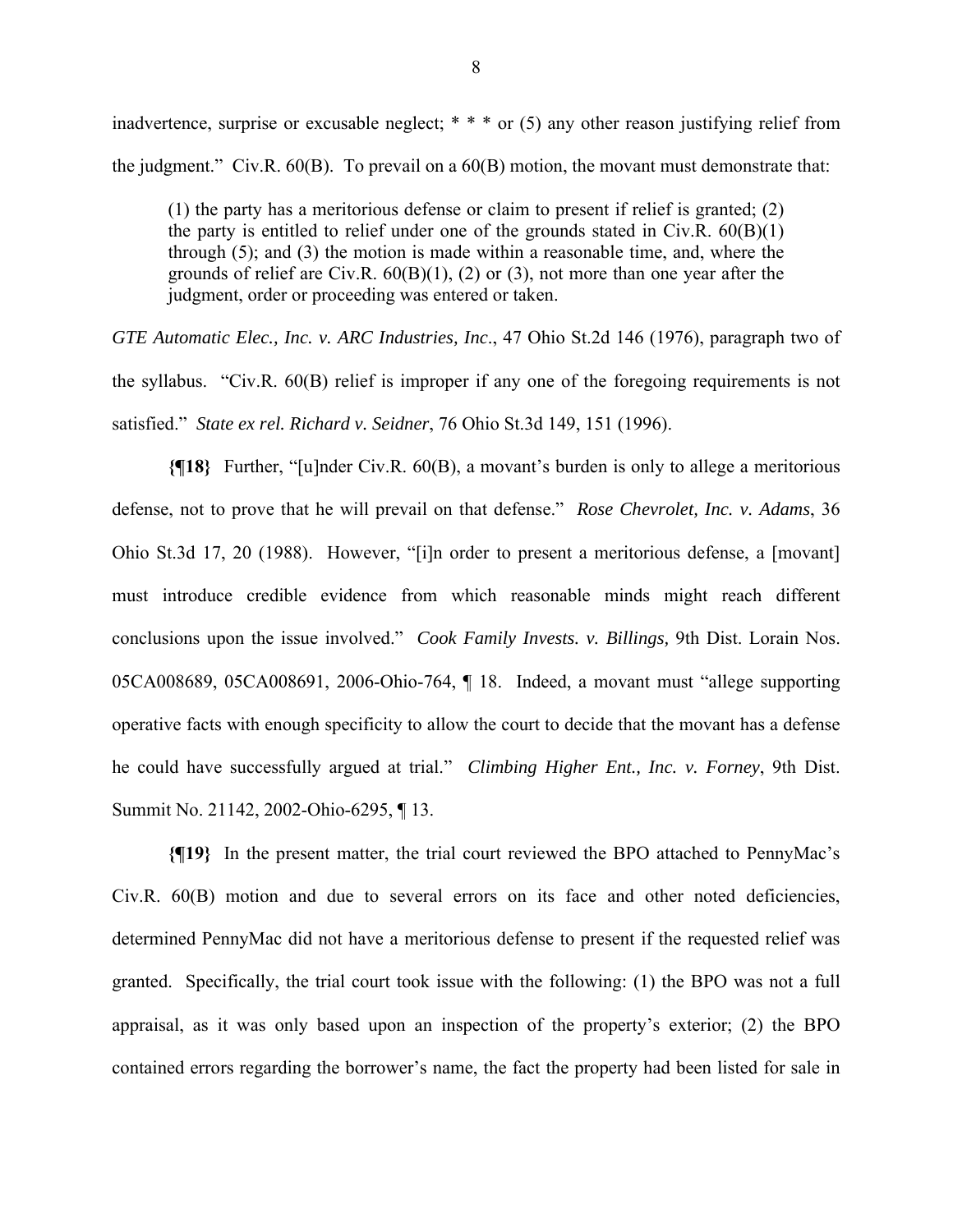inadvertence, surprise or excusable neglect; * * * or (5) any other reason justifying relief from the judgment." Civ.R. 60(B). To prevail on a 60(B) motion, the movant must demonstrate that:

> (1) the party has a meritorious defense or claim to present if relief is granted; (2) the party is entitled to relief under one of the grounds stated in Civ.R. 60(B)(1) through (5); and (3) the motion is made within a reasonable time, and, where the grounds of relief are Civ.R. 60(B)(1), (2) or (3), not more than one year after the judgment, order or proceeding was entered or taken.

*GTE Automatic Elec., Inc. v. ARC Industries, Inc*., 47 Ohio St.2d 146 (1976), paragraph two of the syllabus. "Civ.R. 60(B) relief is improper if any one of the foregoing requirements is not satisfied." *State ex rel. Richard v. Seidner*, 76 Ohio St.3d 149, 151 (1996).

**{¶18}** Further, "[u]nder Civ.R. 60(B), a movant's burden is only to allege a meritorious defense, not to prove that he will prevail on that defense." *Rose Chevrolet, Inc. v. Adams*, 36 Ohio St.3d 17, 20 (1988). However, "[i]n order to present a meritorious defense, a [movant] must introduce credible evidence from which reasonable minds might reach different conclusions upon the issue involved." *Cook Family Invests. v. Billings*, 9th Dist. Lorain Nos. 05CA008689, 05CA008691, 2006-Ohio-764, ¶ 18. Indeed, a movant must "allege supporting operative facts with enough specificity to allow the court to decide that the movant has a defense he could have successfully argued at trial." *Climbing Higher Ent., Inc. v. Forney*, 9th Dist. Summit No. 21142, 2002-Ohio-6295, ¶ 13.

**{¶19}** In the present matter, the trial court reviewed the BPO attached to PennyMac's Civ.R. 60(B) motion and due to several errors on its face and other noted deficiencies, determined PennyMac did not have a meritorious defense to present if the requested relief was granted. Specifically, the trial court took issue with the following: (1) the BPO was not a full appraisal, as it was only based upon an inspection of the property's exterior; (2) the BPO contained errors regarding the borrower's name, the fact the property had been listed for sale in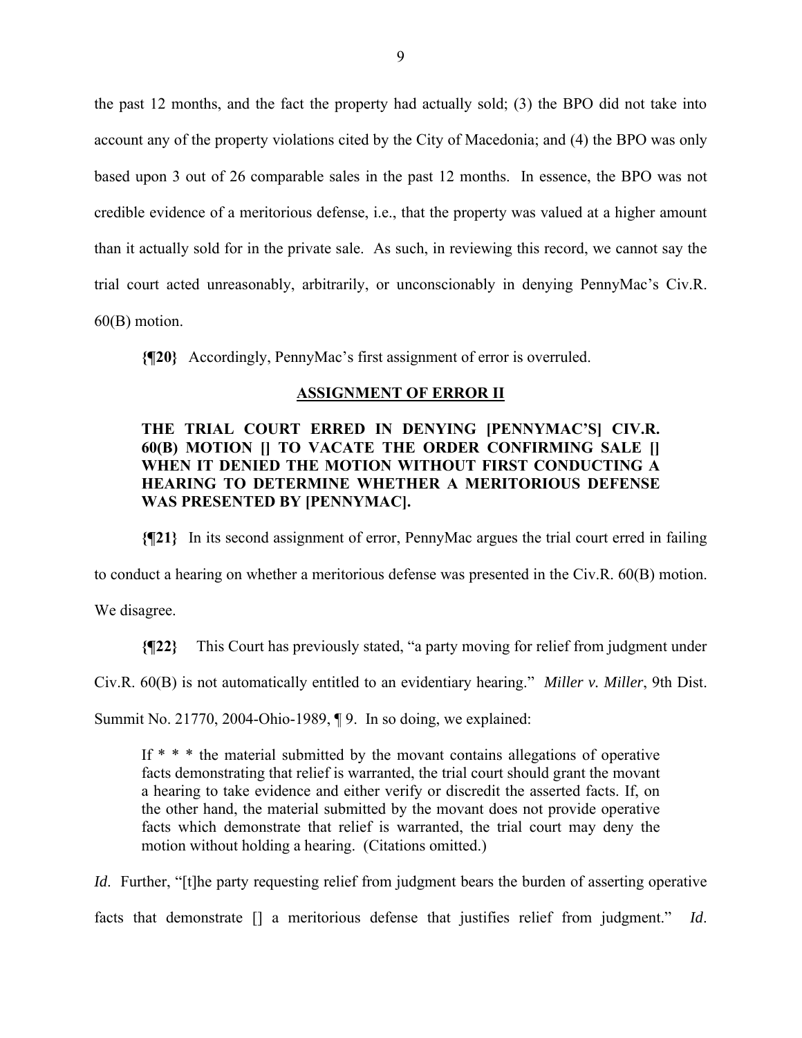the past 12 months, and the fact the property had actually sold; (3) the BPO did not take into account any of the property violations cited by the City of Macedonia; and (4) the BPO was only based upon 3 out of 26 comparable sales in the past 12 months. In essence, the BPO was not credible evidence of a meritorious defense, i.e., that the property was valued at a higher amount than it actually sold for in the private sale. As such, in reviewing this record, we cannot say the trial court acted unreasonably, arbitrarily, or unconscionably in denying PennyMac's Civ.R. 60(B) motion.

**{¶20}** Accordingly, PennyMac's first assignment of error is overruled.

**ASSIGNMENT OF ERROR II**

> **THE TRIAL COURT ERRED IN DENYING [PENNYMAC'S] CIV.R. 60(B) MOTION [] TO VACATE THE ORDER CONFIRMING SALE [] WHEN IT DENIED THE MOTION WITHOUT FIRST CONDUCTING A HEARING TO DETERMINE WHETHER A MERITORIOUS DEFENSE WAS PRESENTED BY [PENNYMAC].**

**{¶21}** In its second assignment of error, PennyMac argues the trial court erred in failing to conduct a hearing on whether a meritorious defense was presented in the Civ.R. 60(B) motion. We disagree.

**{¶22}** This Court has previously stated, "a party moving for relief from judgment under Civ.R. 60(B) is not automatically entitled to an evidentiary hearing." *Miller v. Miller*, 9th Dist. Summit No. 21770, 2004-Ohio-1989, ¶ 9. In so doing, we explained:

> If * * * the material submitted by the movant contains allegations of operative facts demonstrating that relief is warranted, the trial court should grant the movant a hearing to take evidence and either verify or discredit the asserted facts. If, on the other hand, the material submitted by the movant does not provide operative facts which demonstrate that relief is warranted, the trial court may deny the motion without holding a hearing. (Citations omitted.)

*Id*. Further, "[t]he party requesting relief from judgment bears the burden of asserting operative facts that demonstrate [] a meritorious defense that justifies relief from judgment." *Id*.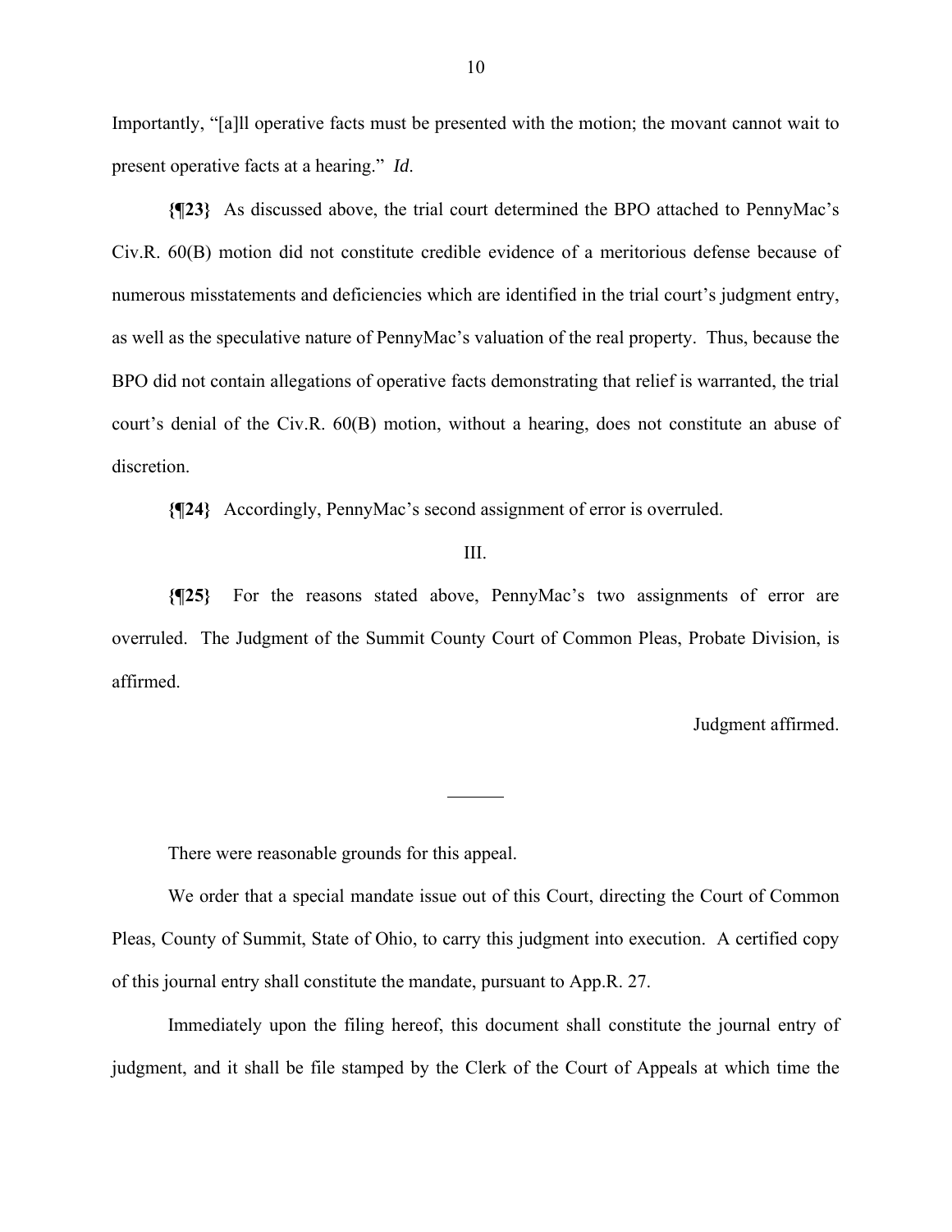Importantly, "[a]ll operative facts must be presented with the motion; the movant cannot wait to present operative facts at a hearing." *Id*.

**{¶23}** As discussed above, the trial court determined the BPO attached to PennyMac's Civ.R. 60(B) motion did not constitute credible evidence of a meritorious defense because of numerous misstatements and deficiencies which are identified in the trial court's judgment entry, as well as the speculative nature of PennyMac's valuation of the real property. Thus, because the BPO did not contain allegations of operative facts demonstrating that relief is warranted, the trial court's denial of the Civ.R. 60(B) motion, without a hearing, does not constitute an abuse of discretion.

**{¶24}** Accordingly, PennyMac's second assignment of error is overruled.

III.

**{¶25}** For the reasons stated above, PennyMac's two assignments of error are overruled. The Judgment of the Summit County Court of Common Pleas, Probate Division, is affirmed.

Judgment affirmed.

---

There were reasonable grounds for this appeal.

We order that a special mandate issue out of this Court, directing the Court of Common Pleas, County of Summit, State of Ohio, to carry this judgment into execution. A certified copy of this journal entry shall constitute the mandate, pursuant to App.R. 27.

Immediately upon the filing hereof, this document shall constitute the journal entry of judgment, and it shall be file stamped by the Clerk of the Court of Appeals at which time the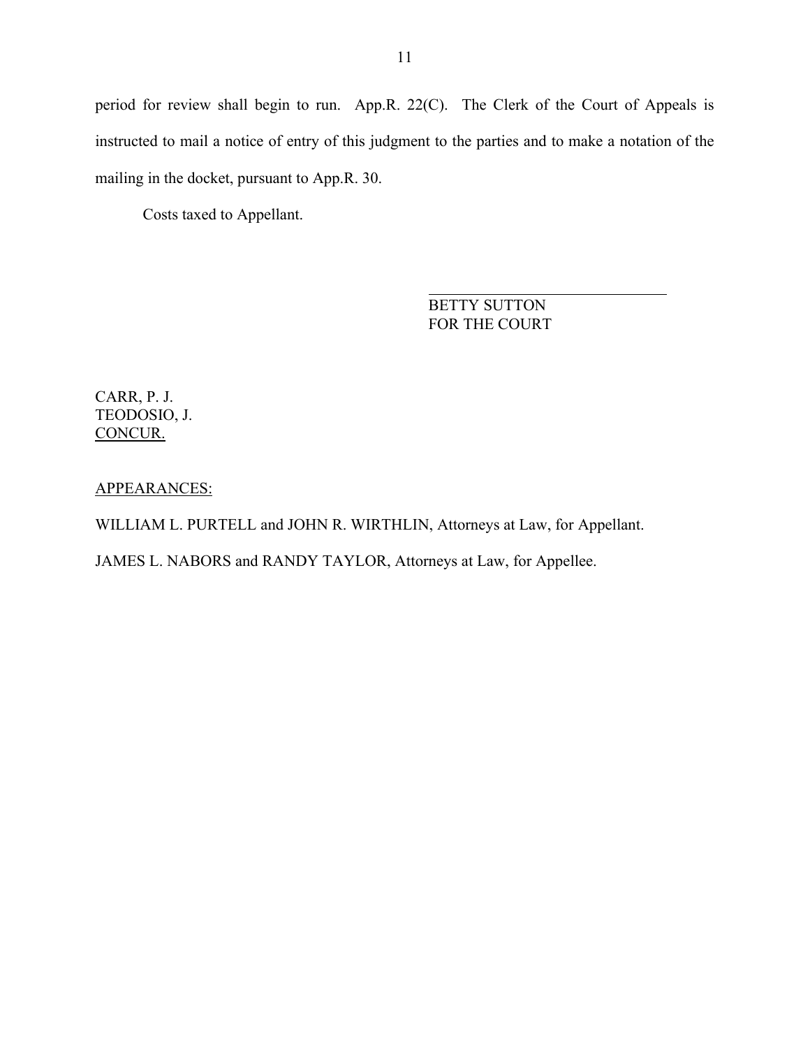period for review shall begin to run. App.R. 22(C). The Clerk of the Court of Appeals is instructed to mail a notice of entry of this judgment to the parties and to make a notation of the mailing in the docket, pursuant to App.R. 30.

Costs taxed to Appellant.

BETTY SUTTON
FOR THE COURT

CARR, P. J.
TEODOSIO, J.
CONCUR.

APPEARANCES:

WILLIAM L. PURTELL and JOHN R. WIRTHLIN, Attorneys at Law, for Appellant.

JAMES L. NABORS and RANDY TAYLOR, Attorneys at Law, for Appellee.